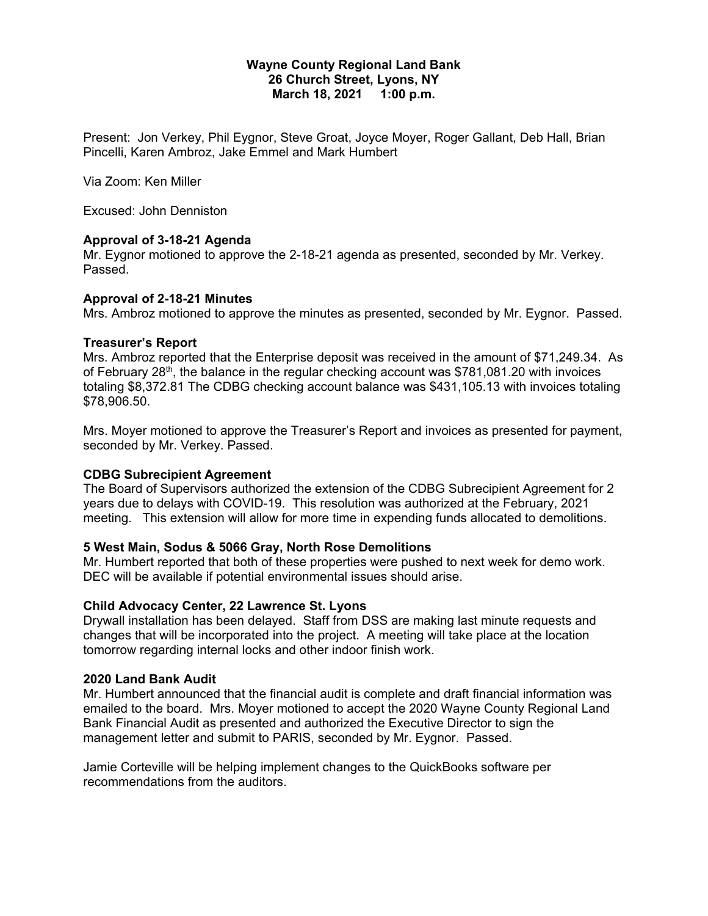**Wayne County Regional Land Bank**
**26 Church Street, Lyons, NY**
**March 18, 2021 1:00 p.m.**

Present: Jon Verkey, Phil Eygnor, Steve Groat, Joyce Moyer, Roger Gallant, Deb Hall, Brian Pincelli, Karen Ambroz, Jake Emmel and Mark Humbert

Via Zoom: Ken Miller

Excused: John Denniston

### Approval of 3-18-21 Agenda

Mr. Eygnor motioned to approve the 2-18-21 agenda as presented, seconded by Mr. Verkey. Passed.

### Approval of 2-18-21 Minutes

Mrs. Ambroz motioned to approve the minutes as presented, seconded by Mr. Eygnor. Passed.

### Treasurer's Report

Mrs. Ambroz reported that the Enterprise deposit was received in the amount of $71,249.34. As of February 28th, the balance in the regular checking account was $781,081.20 with invoices totaling $8,372.81 The CDBG checking account balance was $431,105.13 with invoices totaling $78,906.50.

Mrs. Moyer motioned to approve the Treasurer's Report and invoices as presented for payment, seconded by Mr. Verkey. Passed.

### CDBG Subrecipient Agreement

The Board of Supervisors authorized the extension of the CDBG Subrecipient Agreement for 2 years due to delays with COVID-19. This resolution was authorized at the February, 2021 meeting. This extension will allow for more time in expending funds allocated to demolitions.

### 5 West Main, Sodus & 5066 Gray, North Rose Demolitions

Mr. Humbert reported that both of these properties were pushed to next week for demo work. DEC will be available if potential environmental issues should arise.

### Child Advocacy Center, 22 Lawrence St. Lyons

Drywall installation has been delayed. Staff from DSS are making last minute requests and changes that will be incorporated into the project. A meeting will take place at the location tomorrow regarding internal locks and other indoor finish work.

### 2020 Land Bank Audit

Mr. Humbert announced that the financial audit is complete and draft financial information was emailed to the board. Mrs. Moyer motioned to accept the 2020 Wayne County Regional Land Bank Financial Audit as presented and authorized the Executive Director to sign the management letter and submit to PARIS, seconded by Mr. Eygnor. Passed.

Jamie Corteville will be helping implement changes to the QuickBooks software per recommendations from the auditors.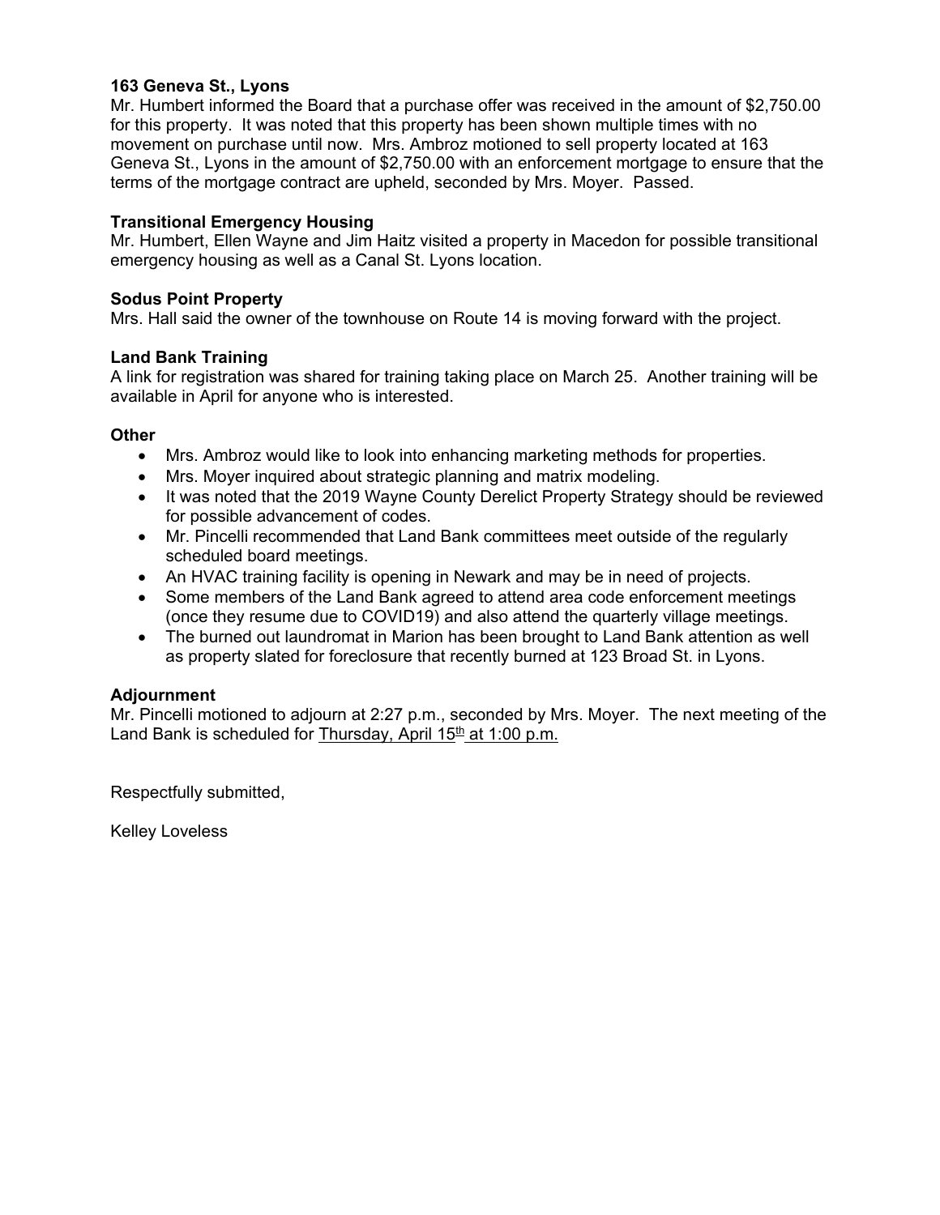**163 Geneva St., Lyons**

Mr. Humbert informed the Board that a purchase offer was received in the amount of $2,750.00 for this property. It was noted that this property has been shown multiple times with no movement on purchase until now. Mrs. Ambroz motioned to sell property located at 163 Geneva St., Lyons in the amount of $2,750.00 with an enforcement mortgage to ensure that the terms of the mortgage contract are upheld, seconded by Mrs. Moyer. Passed.

**Transitional Emergency Housing**

Mr. Humbert, Ellen Wayne and Jim Haitz visited a property in Macedon for possible transitional emergency housing as well as a Canal St. Lyons location.

**Sodus Point Property**

Mrs. Hall said the owner of the townhouse on Route 14 is moving forward with the project.

**Land Bank Training**

A link for registration was shared for training taking place on March 25. Another training will be available in April for anyone who is interested.

**Other**

- Mrs. Ambroz would like to look into enhancing marketing methods for properties.
- Mrs. Moyer inquired about strategic planning and matrix modeling.
- It was noted that the 2019 Wayne County Derelict Property Strategy should be reviewed for possible advancement of codes.
- Mr. Pincelli recommended that Land Bank committees meet outside of the regularly scheduled board meetings.
- An HVAC training facility is opening in Newark and may be in need of projects.
- Some members of the Land Bank agreed to attend area code enforcement meetings (once they resume due to COVID19) and also attend the quarterly village meetings.
- The burned out laundromat in Marion has been brought to Land Bank attention as well as property slated for foreclosure that recently burned at 123 Broad St. in Lyons.

**Adjournment**

Mr. Pincelli motioned to adjourn at 2:27 p.m., seconded by Mrs. Moyer. The next meeting of the Land Bank is scheduled for Thursday, April 15th at 1:00 p.m.

Respectfully submitted,

Kelley Loveless